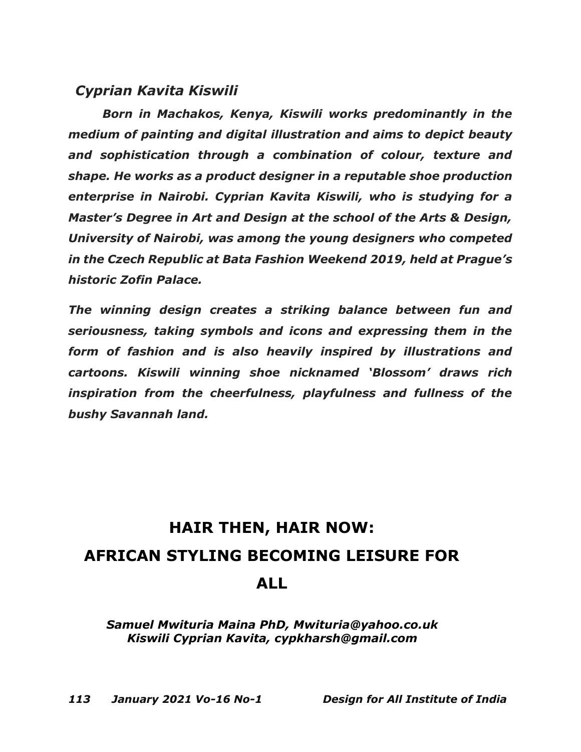### *Cyprian Kavita Kiswili*

***Born in Machakos, Kenya, Kiswili works predominantly in the medium of painting and digital illustration and aims to depict beauty and sophistication through a combination of colour, texture and shape. He works as a product designer in a reputable shoe production enterprise in Nairobi. Cyprian Kavita Kiswili, who is studying for a Master's Degree in Art and Design at the school of the Arts & Design, University of Nairobi, was among the young designers who competed in the Czech Republic at Bata Fashion Weekend 2019, held at Prague's historic Zofin Palace.***

***The winning design creates a striking balance between fun and seriousness, taking symbols and icons and expressing them in the form of fashion and is also heavily inspired by illustrations and cartoons. Kiswili winning shoe nicknamed 'Blossom' draws rich inspiration from the cheerfulness, playfulness and fullness of the bushy Savannah land.***

# HAIR THEN, HAIR NOW: AFRICAN STYLING BECOMING LEISURE FOR ALL

***Samuel Mwituria Maina PhD, Mwituria@yahoo.co.uk***
***Kiswili Cyprian Kavita, cypkharsh@gmail.com***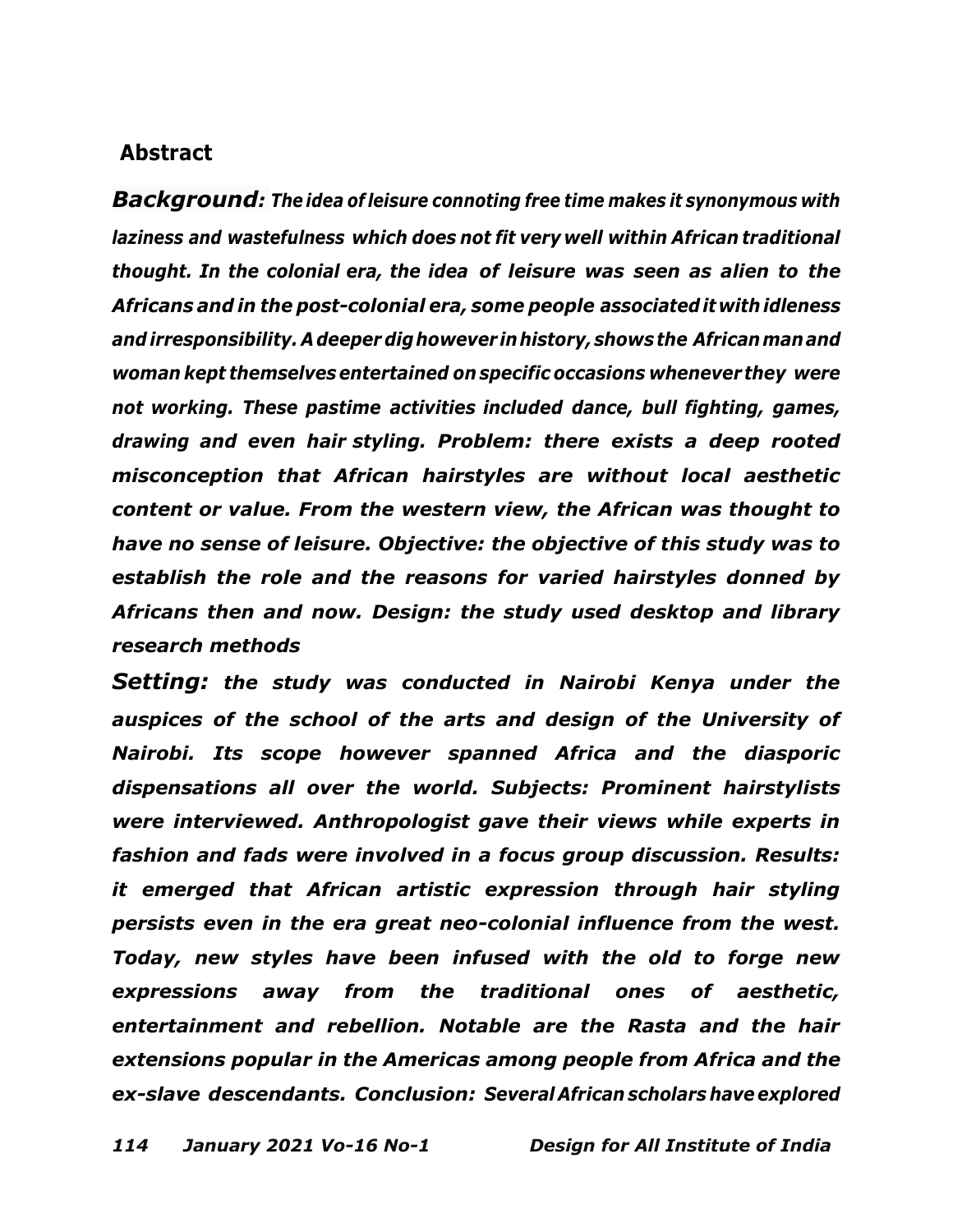## Abstract

***Background**: The idea of leisure connoting free time makes it synonymous with laziness and wastefulness which does not fit very well within African traditional thought. In the colonial era, the idea of leisure was seen as alien to the Africans and in the post-colonial era, some people associated it with idleness and irresponsibility. A deeper dig however in history, shows the African man and woman kept themselves entertained on specific occasions whenever they were not working. These pastime activities included dance, bull fighting, games, drawing and even hair styling. Problem: there exists a deep rooted misconception that African hairstyles are without local aesthetic content or value. From the western view, the African was thought to have no sense of leisure. Objective: the objective of this study was to establish the role and the reasons for varied hairstyles donned by Africans then and now. Design: the study used desktop and library research methods*

***Setting**: the study was conducted in Nairobi Kenya under the auspices of the school of the arts and design of the University of Nairobi. Its scope however spanned Africa and the diasporic dispensations all over the world. Subjects: Prominent hairstylists were interviewed. Anthropologist gave their views while experts in fashion and fads were involved in a focus group discussion. Results: it emerged that African artistic expression through hair styling persists even in the era great neo-colonial influence from the west. Today, new styles have been infused with the old to forge new expressions away from the traditional ones of aesthetic, entertainment and rebellion. Notable are the Rasta and the hair extensions popular in the Americas among people from Africa and the ex-slave descendants. Conclusion: Several African scholars have explored*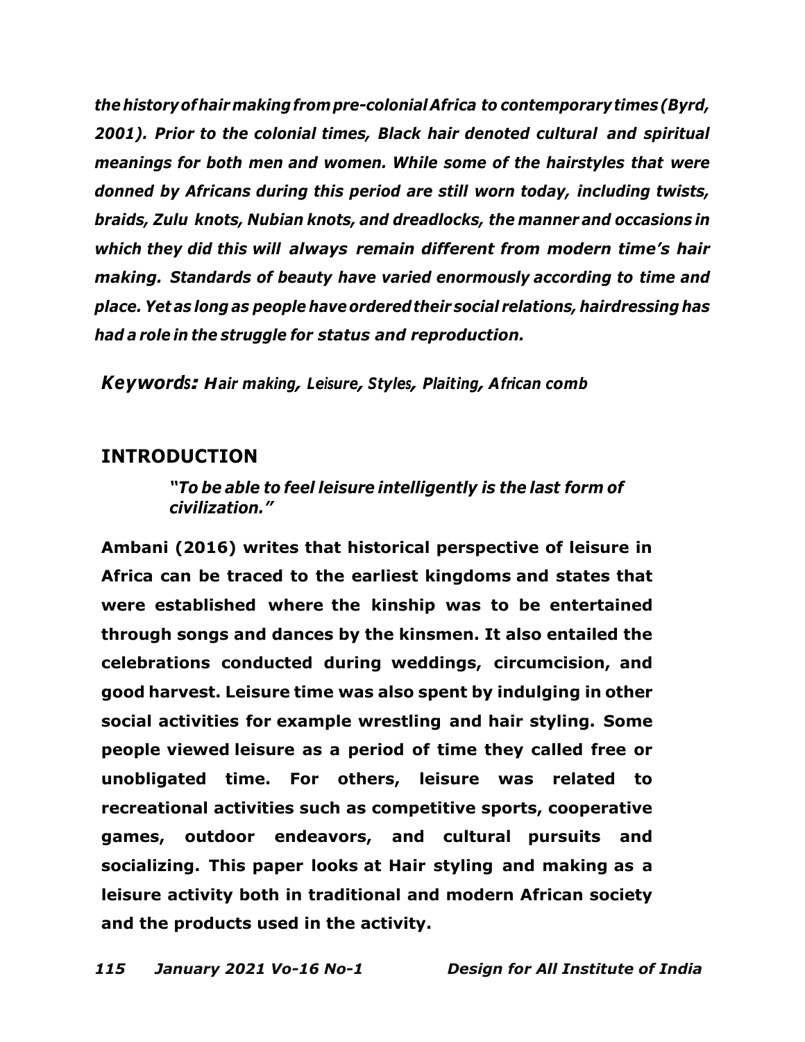*the history of hair making from pre-colonial Africa to contemporary times (Byrd, 2001). Prior to the colonial times, Black hair denoted cultural and spiritual meanings for both men and women. While some of the hairstyles that were donned by Africans during this period are still worn today, including twists, braids, Zulu knots, Nubian knots, and dreadlocks, the manner and occasions in which they did this will always remain different from modern time's hair making. Standards of beauty have varied enormously according to time and place. Yet as long as people have ordered their social relations, hairdressing has had a role in the struggle for status and reproduction.*

***Keywords:*** *Hair making, Leisure, Styles, Plaiting, African comb*

## INTRODUCTION

> *"To be able to feel leisure intelligently is the last form of civilization."*

**Ambani (2016) writes that historical perspective of leisure in Africa can be traced to the earliest kingdoms and states that were established where the kinship was to be entertained through songs and dances by the kinsmen. It also entailed the celebrations conducted during weddings, circumcision, and good harvest. Leisure time was also spent by indulging in other social activities for example wrestling and hair styling. Some people viewed leisure as a period of time they called free or unobligated time. For others, leisure was related to recreational activities such as competitive sports, cooperative games, outdoor endeavors, and cultural pursuits and socializing. This paper looks at Hair styling and making as a leisure activity both in traditional and modern African society and the products used in the activity.**